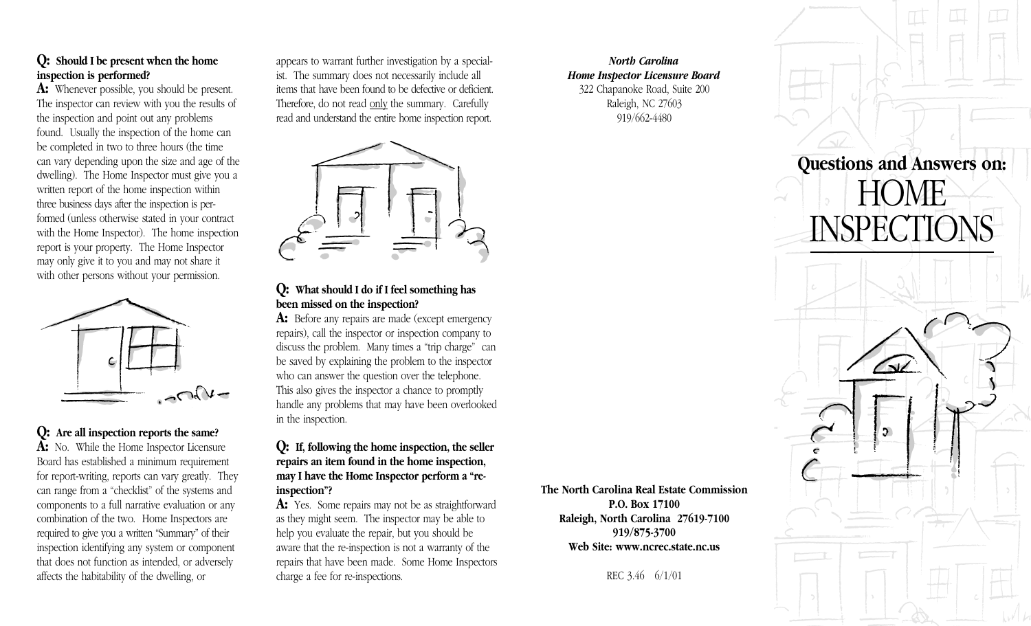**Q: Should I be present when the home inspection is performed?**

**A:** Whenever possible, you should be present. The inspector can review with you the results of the inspection and point out any problems found. Usually the inspection of the home can be completed in two to three hours (the time can vary depending upon the size and age of the dwelling). The Home Inspector must give you a written report of the home inspection within three business days after the inspection is performed (unless otherwise stated in your contract with the Home Inspector). The home inspection report is your property. The Home Inspector may only give it to you and may not share it with other persons without your permission.

**Q: Are all inspection reports the same?**

**A:** No. While the Home Inspector Licensure Board has established a minimum requirement for report-writing, reports can vary greatly. They can range from a "checklist" of the systems and components to a full narrative evaluation or any combination of the two. Home Inspectors are required to give you a written "Summary" of their inspection identifying any system or component that does not function as intended, or adversely affects the habitability of the dwelling, or appears to warrant further investigation by a specialist. The summary does not necessarily include all items that have been found to be defective or deficient. Therefore, do not read <u>only</u> the summary. Carefully read and understand the entire home inspection report.

**Q: What should I do if I feel something has been missed on the inspection?**

**A:** Before any repairs are made (except emergency repairs), call the inspector or inspection company to discuss the problem. Many times a "trip charge" can be saved by explaining the problem to the inspector who can answer the question over the telephone. This also gives the inspector a chance to promptly handle any problems that may have been overlooked in the inspection.

**Q: If, following the home inspection, the seller repairs an item found in the home inspection, may I have the Home Inspector perform a "re-inspection"?**

**A:** Yes. Some repairs may not be as straightforward as they might seem. The inspector may be able to help you evaluate the repair, but you should be aware that the re-inspection is not a warranty of the repairs that have been made. Some Home Inspectors charge a fee for re-inspections.

***North Carolina***
***Home Inspector Licensure Board***
322 Chapanoke Road, Suite 200
Raleigh, NC 27603
919/662-4480

**The North Carolina Real Estate Commission**
**P.O. Box 17100**
**Raleigh, North Carolina 27619-7100**
**919/875-3700**
**Web Site: www.ncrec.state.nc.us**

REC 3.46 6/1/01

# Questions and Answers on: HOME INSPECTIONS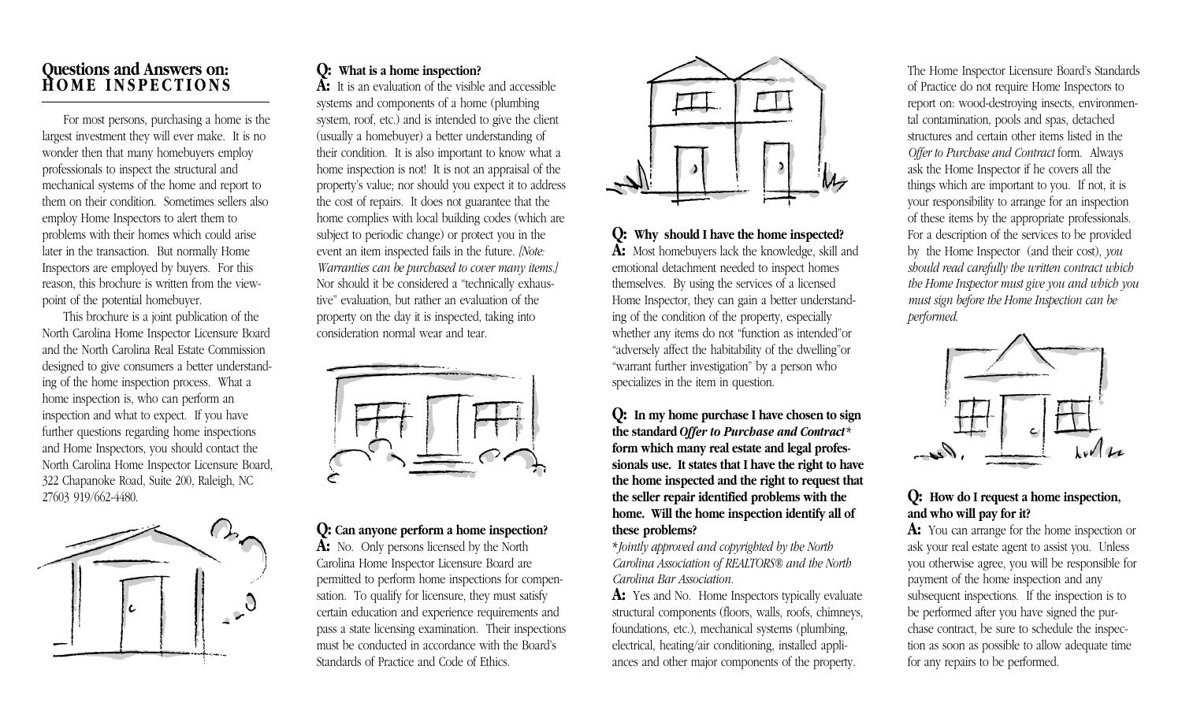## Questions and Answers on: HOME INSPECTIONS

For most persons, purchasing a home is the largest investment they will ever make. It is no wonder then that many homebuyers employ professionals to inspect the structural and mechanical systems of the home and report to them on their condition. Sometimes sellers also employ Home Inspectors to alert them to problems with their homes which could arise later in the transaction. But normally Home Inspectors are employed by buyers. For this reason, this brochure is written from the viewpoint of the potential homebuyer.

This brochure is a joint publication of the North Carolina Home Inspector Licensure Board and the North Carolina Real Estate Commission designed to give consumers a better understanding of the home inspection process. What a home inspection is, who can perform an inspection and what to expect. If you have further questions regarding home inspections and Home Inspectors, you should contact the North Carolina Home Inspector Licensure Board, 322 Chapanoke Road, Suite 200, Raleigh, NC 27603 919/662-4480.

**Q: What is a home inspection?**

**A:** It is an evaluation of the visible and accessible systems and components of a home (plumbing system, roof, etc.) and is intended to give the client (usually a homebuyer) a better understanding of their condition. It is also important to know what a home inspection is not! It is not an appraisal of the property's value; nor should you expect it to address the cost of repairs. It does not guarantee that the home complies with local building codes (which are subject to periodic change) or protect you in the event an item inspected fails in the future. *[Note: Warranties can be purchased to cover many items.]* Nor should it be considered a "technically exhaustive" evaluation, but rather an evaluation of the property on the day it is inspected, taking into consideration normal wear and tear.

**Q: Can anyone perform a home inspection?**

**A:** No. Only persons licensed by the North Carolina Home Inspector Licensure Board are permitted to perform home inspections for compensation. To qualify for licensure, they must satisfy certain education and experience requirements and pass a state licensing examination. Their inspections must be conducted in accordance with the Board's Standards of Practice and Code of Ethics.

**Q: Why should I have the home inspected?**

**A:** Most homebuyers lack the knowledge, skill and emotional detachment needed to inspect homes themselves. By using the services of a licensed Home Inspector, they can gain a better understanding of the condition of the property, especially whether any items do not "function as intended"or "adversely affect the habitability of the dwelling"or "warrant further investigation" by a person who specializes in the item in question.

**Q: In my home purchase I have chosen to sign the standard *Offer to Purchase and Contract*\* form which many real estate and legal professionals use. It states that I have the right to have the home inspected and the right to request that the seller repair identified problems with the home. Will the home inspection identify all of these problems?**

\**Jointly approved and copyrighted by the North Carolina Association of REALTORS® and the North Carolina Bar Association.*

**A:** Yes and No. Home Inspectors typically evaluate structural components (floors, walls, roofs, chimneys, foundations, etc.), mechanical systems (plumbing, electrical, heating/air conditioning, installed appliances and other major components of the property.

The Home Inspector Licensure Board's Standards of Practice do not require Home Inspectors to report on: wood-destroying insects, environmental contamination, pools and spas, detached structures and certain other items listed in the *Offer to Purchase and Contract* form. Always ask the Home Inspector if he covers all the things which are important to you. If not, it is your responsibility to arrange for an inspection of these items by the appropriate professionals. For a description of the services to be provided by the Home Inspector (and their cost), *you should read carefully the written contract which the Home Inspector must give you and which you must sign before the Home Inspection can be performed.*

**Q: How do I request a home inspection, and who will pay for it?**

**A:** You can arrange for the home inspection or ask your real estate agent to assist you. Unless you otherwise agree, you will be responsible for payment of the home inspection and any subsequent inspections. If the inspection is to be performed after you have signed the purchase contract, be sure to schedule the inspection as soon as possible to allow adequate time for any repairs to be performed.